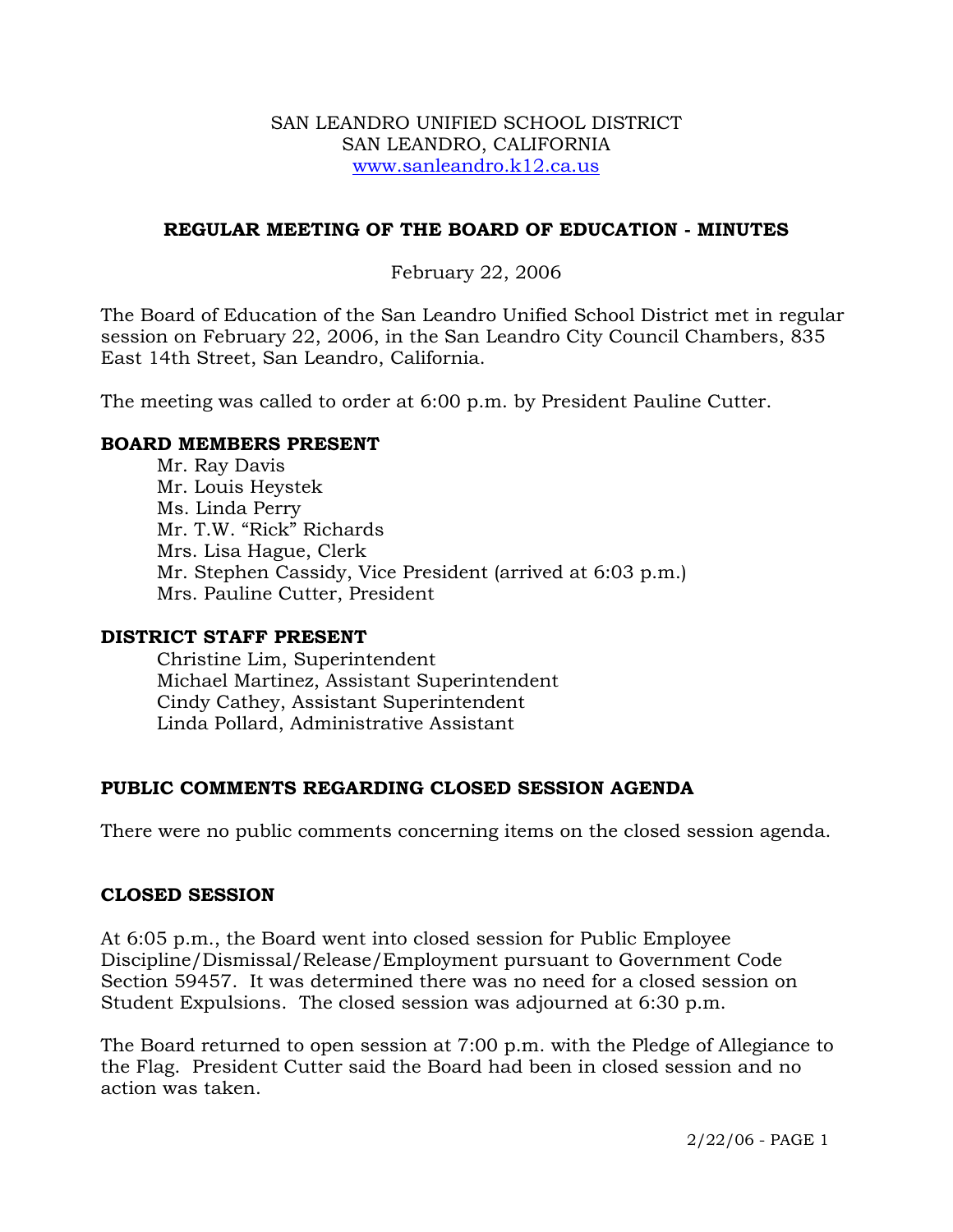SAN LEANDRO UNIFIED SCHOOL DISTRICT
SAN LEANDRO, CALIFORNIA
www.sanleandro.k12.ca.us

# REGULAR MEETING OF THE BOARD OF EDUCATION - MINUTES

February 22, 2006

The Board of Education of the San Leandro Unified School District met in regular session on February 22, 2006, in the San Leandro City Council Chambers, 835 East 14th Street, San Leandro, California.

The meeting was called to order at 6:00 p.m. by President Pauline Cutter.

## BOARD MEMBERS PRESENT

Mr. Ray Davis
Mr. Louis Heystek
Ms. Linda Perry
Mr. T.W. "Rick" Richards
Mrs. Lisa Hague, Clerk
Mr. Stephen Cassidy, Vice President (arrived at 6:03 p.m.)
Mrs. Pauline Cutter, President

## DISTRICT STAFF PRESENT

Christine Lim, Superintendent
Michael Martinez, Assistant Superintendent
Cindy Cathey, Assistant Superintendent
Linda Pollard, Administrative Assistant

## PUBLIC COMMENTS REGARDING CLOSED SESSION AGENDA

There were no public comments concerning items on the closed session agenda.

## CLOSED SESSION

At 6:05 p.m., the Board went into closed session for Public Employee Discipline/Dismissal/Release/Employment pursuant to Government Code Section 59457. It was determined there was no need for a closed session on Student Expulsions. The closed session was adjourned at 6:30 p.m.

The Board returned to open session at 7:00 p.m. with the Pledge of Allegiance to the Flag. President Cutter said the Board had been in closed session and no action was taken.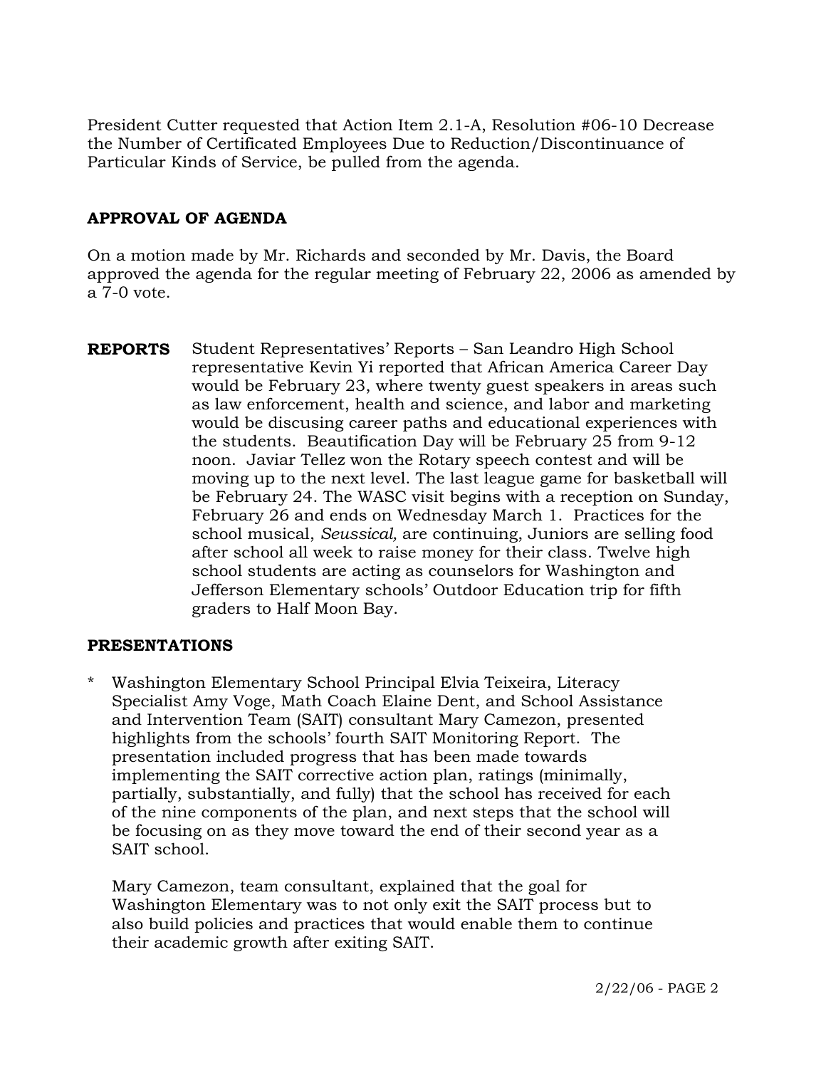President Cutter requested that Action Item 2.1-A, Resolution #06-10 Decrease the Number of Certificated Employees Due to Reduction/Discontinuance of Particular Kinds of Service, be pulled from the agenda.

## APPROVAL OF AGENDA

On a motion made by Mr. Richards and seconded by Mr. Davis, the Board approved the agenda for the regular meeting of February 22, 2006 as amended by a 7-0 vote.

**REPORTS** Student Representatives' Reports – San Leandro High School representative Kevin Yi reported that African America Career Day would be February 23, where twenty guest speakers in areas such as law enforcement, health and science, and labor and marketing would be discusing career paths and educational experiences with the students. Beautification Day will be February 25 from 9-12 noon. Javiar Tellez won the Rotary speech contest and will be moving up to the next level. The last league game for basketball will be February 24. The WASC visit begins with a reception on Sunday, February 26 and ends on Wednesday March 1. Practices for the school musical, *Seussical,* are continuing, Juniors are selling food after school all week to raise money for their class. Twelve high school students are acting as counselors for Washington and Jefferson Elementary schools' Outdoor Education trip for fifth graders to Half Moon Bay.

## PRESENTATIONS

\* Washington Elementary School Principal Elvia Teixeira, Literacy Specialist Amy Voge, Math Coach Elaine Dent, and School Assistance and Intervention Team (SAIT) consultant Mary Camezon, presented highlights from the schools' fourth SAIT Monitoring Report. The presentation included progress that has been made towards implementing the SAIT corrective action plan, ratings (minimally, partially, substantially, and fully) that the school has received for each of the nine components of the plan, and next steps that the school will be focusing on as they move toward the end of their second year as a SAIT school.

Mary Camezon, team consultant, explained that the goal for Washington Elementary was to not only exit the SAIT process but to also build policies and practices that would enable them to continue their academic growth after exiting SAIT.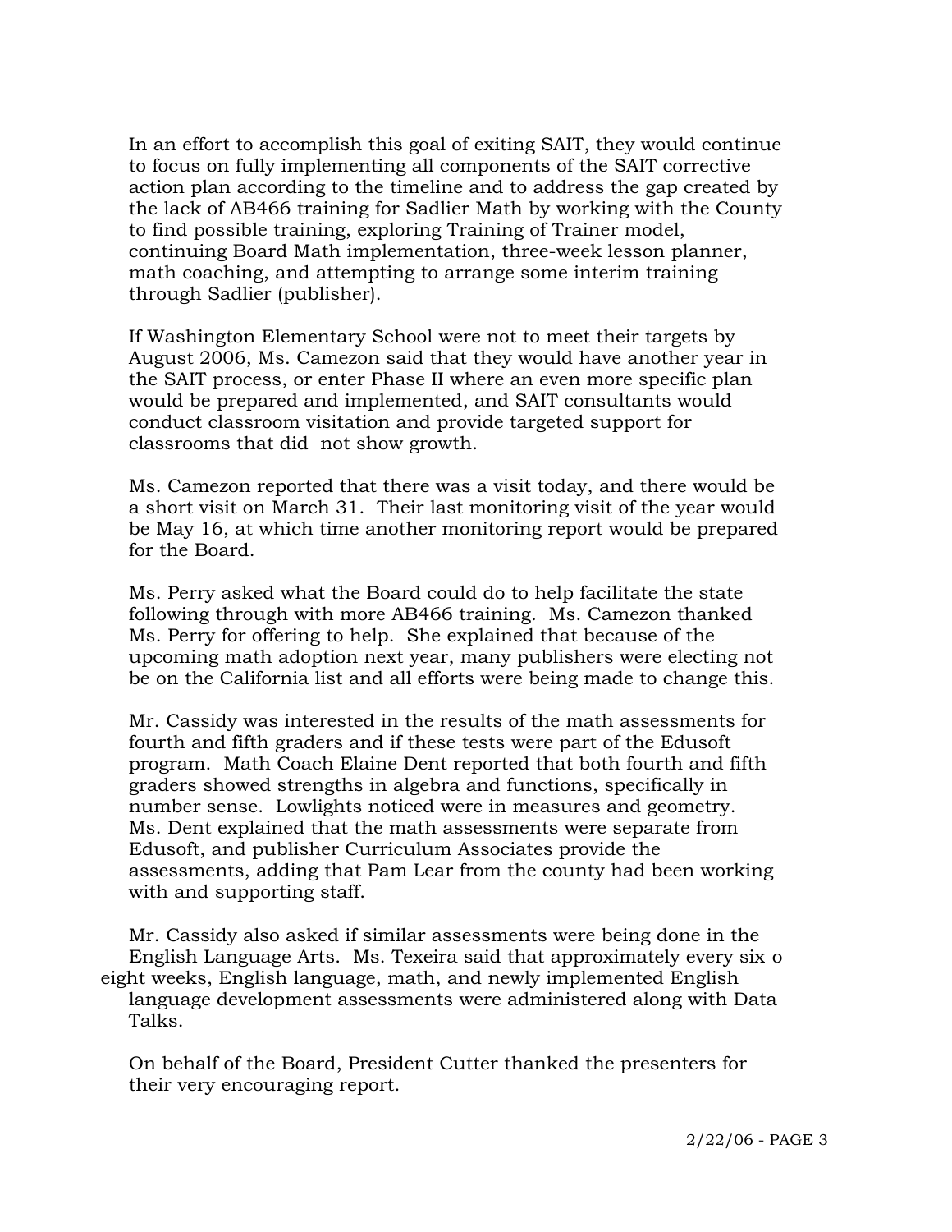In an effort to accomplish this goal of exiting SAIT, they would continue to focus on fully implementing all components of the SAIT corrective action plan according to the timeline and to address the gap created by the lack of AB466 training for Sadlier Math by working with the County to find possible training, exploring Training of Trainer model, continuing Board Math implementation, three-week lesson planner, math coaching, and attempting to arrange some interim training through Sadlier (publisher).

If Washington Elementary School were not to meet their targets by August 2006, Ms. Camezon said that they would have another year in the SAIT process, or enter Phase II where an even more specific plan would be prepared and implemented, and SAIT consultants would conduct classroom visitation and provide targeted support for classrooms that did not show growth.

Ms. Camezon reported that there was a visit today, and there would be a short visit on March 31. Their last monitoring visit of the year would be May 16, at which time another monitoring report would be prepared for the Board.

Ms. Perry asked what the Board could do to help facilitate the state following through with more AB466 training. Ms. Camezon thanked Ms. Perry for offering to help. She explained that because of the upcoming math adoption next year, many publishers were electing not be on the California list and all efforts were being made to change this.

Mr. Cassidy was interested in the results of the math assessments for fourth and fifth graders and if these tests were part of the Edusoft program. Math Coach Elaine Dent reported that both fourth and fifth graders showed strengths in algebra and functions, specifically in number sense. Lowlights noticed were in measures and geometry. Ms. Dent explained that the math assessments were separate from Edusoft, and publisher Curriculum Associates provide the assessments, adding that Pam Lear from the county had been working with and supporting staff.

Mr. Cassidy also asked if similar assessments were being done in the English Language Arts. Ms. Texeira said that approximately every six o eight weeks, English language, math, and newly implemented English language development assessments were administered along with Data Talks.

On behalf of the Board, President Cutter thanked the presenters for their very encouraging report.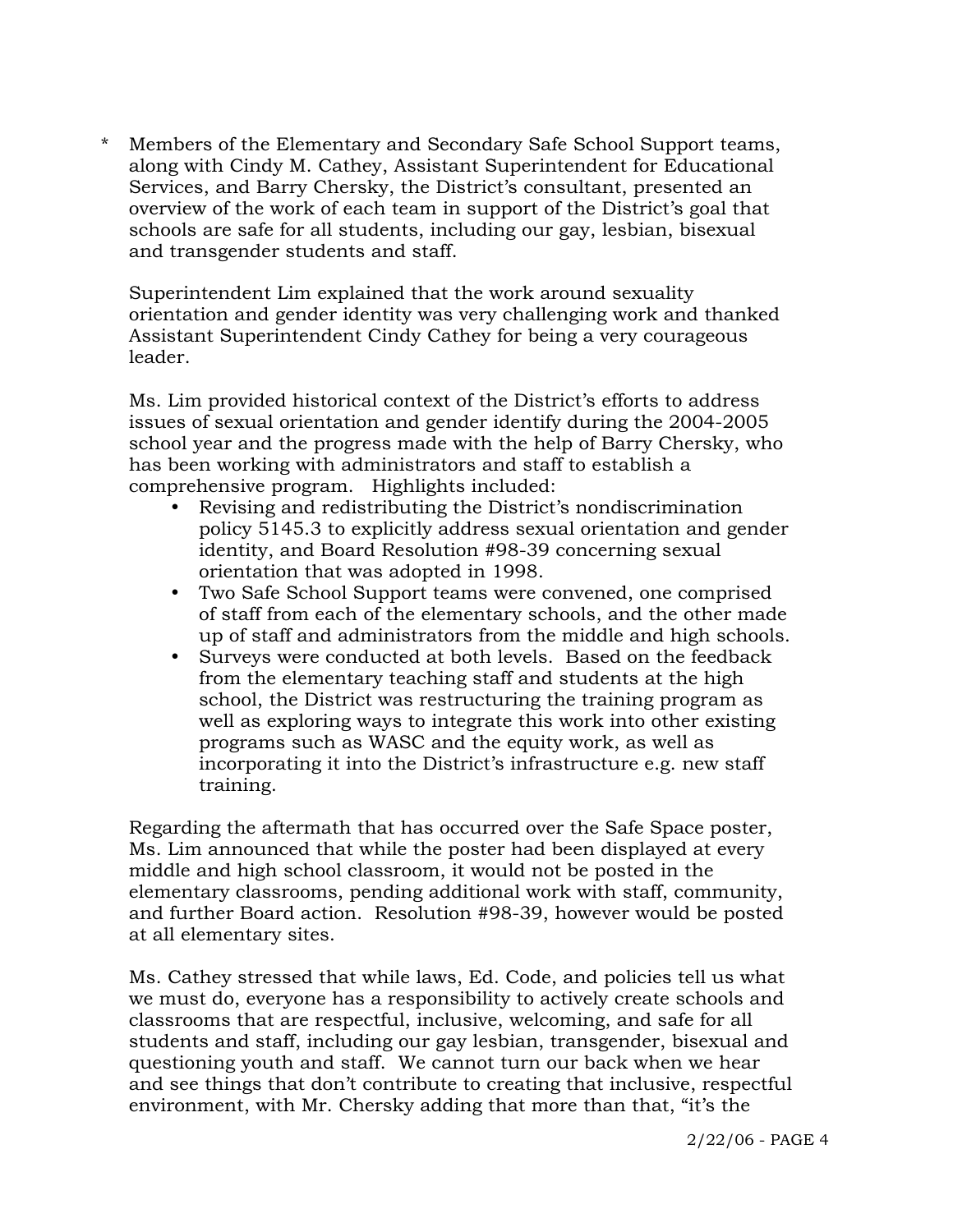* Members of the Elementary and Secondary Safe School Support teams, along with Cindy M. Cathey, Assistant Superintendent for Educational Services, and Barry Chersky, the District's consultant, presented an overview of the work of each team in support of the District's goal that schools are safe for all students, including our gay, lesbian, bisexual and transgender students and staff.

  Superintendent Lim explained that the work around sexuality orientation and gender identity was very challenging work and thanked Assistant Superintendent Cindy Cathey for being a very courageous leader.

  Ms. Lim provided historical context of the District's efforts to address issues of sexual orientation and gender identify during the 2004-2005 school year and the progress made with the help of Barry Chersky, who has been working with administrators and staff to establish a comprehensive program. Highlights included:

  - Revising and redistributing the District's nondiscrimination policy 5145.3 to explicitly address sexual orientation and gender identity, and Board Resolution #98-39 concerning sexual orientation that was adopted in 1998.
  - Two Safe School Support teams were convened, one comprised of staff from each of the elementary schools, and the other made up of staff and administrators from the middle and high schools.
  - Surveys were conducted at both levels. Based on the feedback from the elementary teaching staff and students at the high school, the District was restructuring the training program as well as exploring ways to integrate this work into other existing programs such as WASC and the equity work, as well as incorporating it into the District's infrastructure e.g. new staff training.

  Regarding the aftermath that has occurred over the Safe Space poster, Ms. Lim announced that while the poster had been displayed at every middle and high school classroom, it would not be posted in the elementary classrooms, pending additional work with staff, community, and further Board action. Resolution #98-39, however would be posted at all elementary sites.

  Ms. Cathey stressed that while laws, Ed. Code, and policies tell us what we must do, everyone has a responsibility to actively create schools and classrooms that are respectful, inclusive, welcoming, and safe for all students and staff, including our gay lesbian, transgender, bisexual and questioning youth and staff. We cannot turn our back when we hear and see things that don't contribute to creating that inclusive, respectful environment, with Mr. Chersky adding that more than that, "it's the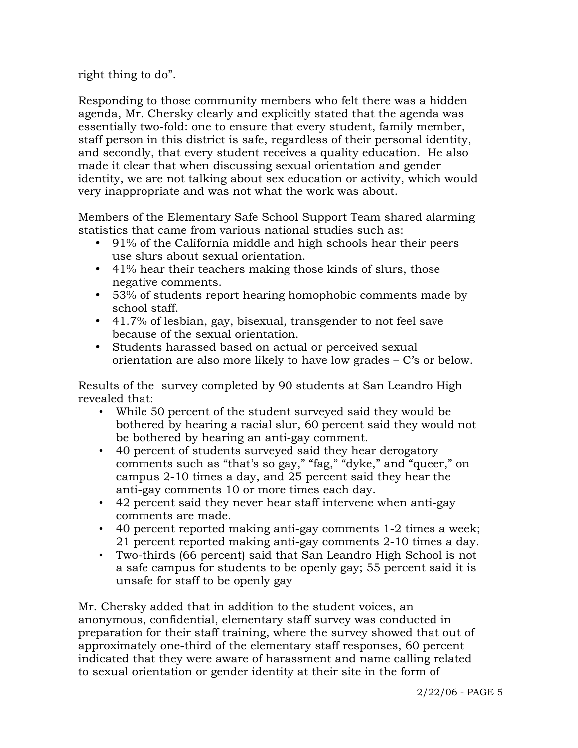right thing to do".

Responding to those community members who felt there was a hidden agenda, Mr. Chersky clearly and explicitly stated that the agenda was essentially two-fold: one to ensure that every student, family member, staff person in this district is safe, regardless of their personal identity, and secondly, that every student receives a quality education. He also made it clear that when discussing sexual orientation and gender identity, we are not talking about sex education or activity, which would very inappropriate and was not what the work was about.

Members of the Elementary Safe School Support Team shared alarming statistics that came from various national studies such as:

- 91% of the California middle and high schools hear their peers use slurs about sexual orientation.
- 41% hear their teachers making those kinds of slurs, those negative comments.
- 53% of students report hearing homophobic comments made by school staff.
- 41.7% of lesbian, gay, bisexual, transgender to not feel save because of the sexual orientation.
- Students harassed based on actual or perceived sexual orientation are also more likely to have low grades – C's or below.

Results of the survey completed by 90 students at San Leandro High revealed that:

- While 50 percent of the student surveyed said they would be bothered by hearing a racial slur, 60 percent said they would not be bothered by hearing an anti-gay comment.
- 40 percent of students surveyed said they hear derogatory comments such as "that's so gay," "fag," "dyke," and "queer," on campus 2-10 times a day, and 25 percent said they hear the anti-gay comments 10 or more times each day.
- 42 percent said they never hear staff intervene when anti-gay comments are made.
- 40 percent reported making anti-gay comments 1-2 times a week; 21 percent reported making anti-gay comments 2-10 times a day.
- Two-thirds (66 percent) said that San Leandro High School is not a safe campus for students to be openly gay; 55 percent said it is unsafe for staff to be openly gay

Mr. Chersky added that in addition to the student voices, an anonymous, confidential, elementary staff survey was conducted in preparation for their staff training, where the survey showed that out of approximately one-third of the elementary staff responses, 60 percent indicated that they were aware of harassment and name calling related to sexual orientation or gender identity at their site in the form of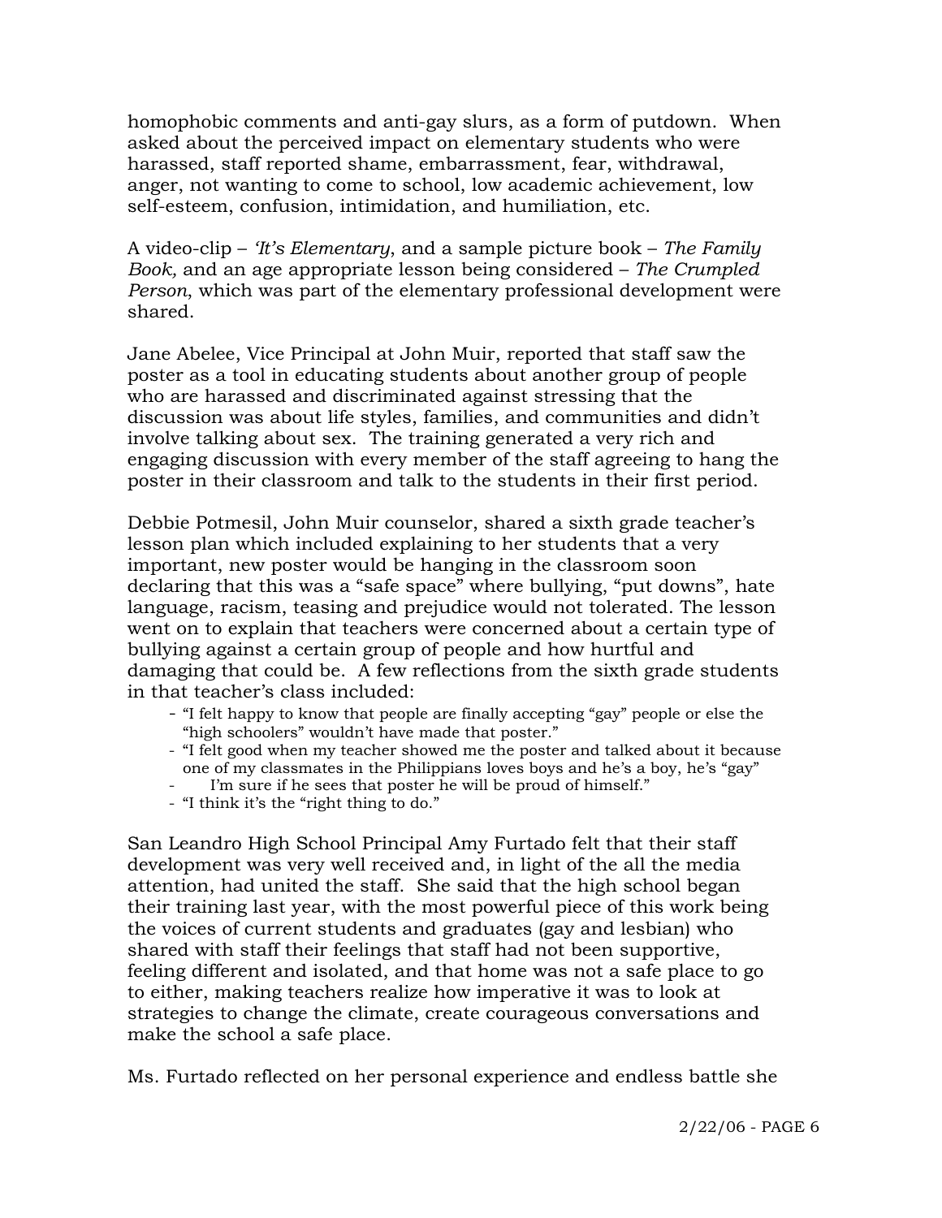homophobic comments and anti-gay slurs, as a form of putdown. When asked about the perceived impact on elementary students who were harassed, staff reported shame, embarrassment, fear, withdrawal, anger, not wanting to come to school, low academic achievement, low self-esteem, confusion, intimidation, and humiliation, etc.

A video-clip – *'It's Elementary*, and a sample picture book – *The Family Book,* and an age appropriate lesson being considered – *The Crumpled Person*, which was part of the elementary professional development were shared.

Jane Abelee, Vice Principal at John Muir, reported that staff saw the poster as a tool in educating students about another group of people who are harassed and discriminated against stressing that the discussion was about life styles, families, and communities and didn't involve talking about sex. The training generated a very rich and engaging discussion with every member of the staff agreeing to hang the poster in their classroom and talk to the students in their first period.

Debbie Potmesil, John Muir counselor, shared a sixth grade teacher's lesson plan which included explaining to her students that a very important, new poster would be hanging in the classroom soon declaring that this was a "safe space" where bullying, "put downs", hate language, racism, teasing and prejudice would not tolerated. The lesson went on to explain that teachers were concerned about a certain type of bullying against a certain group of people and how hurtful and damaging that could be. A few reflections from the sixth grade students in that teacher's class included:

- "I felt happy to know that people are finally accepting "gay" people or else the "high schoolers" wouldn't have made that poster."
- "I felt good when my teacher showed me the poster and talked about it because one of my classmates in the Philippians loves boys and he's a boy, he's "gay"
- I'm sure if he sees that poster he will be proud of himself."
- "I think it's the "right thing to do."

San Leandro High School Principal Amy Furtado felt that their staff development was very well received and, in light of the all the media attention, had united the staff. She said that the high school began their training last year, with the most powerful piece of this work being the voices of current students and graduates (gay and lesbian) who shared with staff their feelings that staff had not been supportive, feeling different and isolated, and that home was not a safe place to go to either, making teachers realize how imperative it was to look at strategies to change the climate, create courageous conversations and make the school a safe place.

Ms. Furtado reflected on her personal experience and endless battle she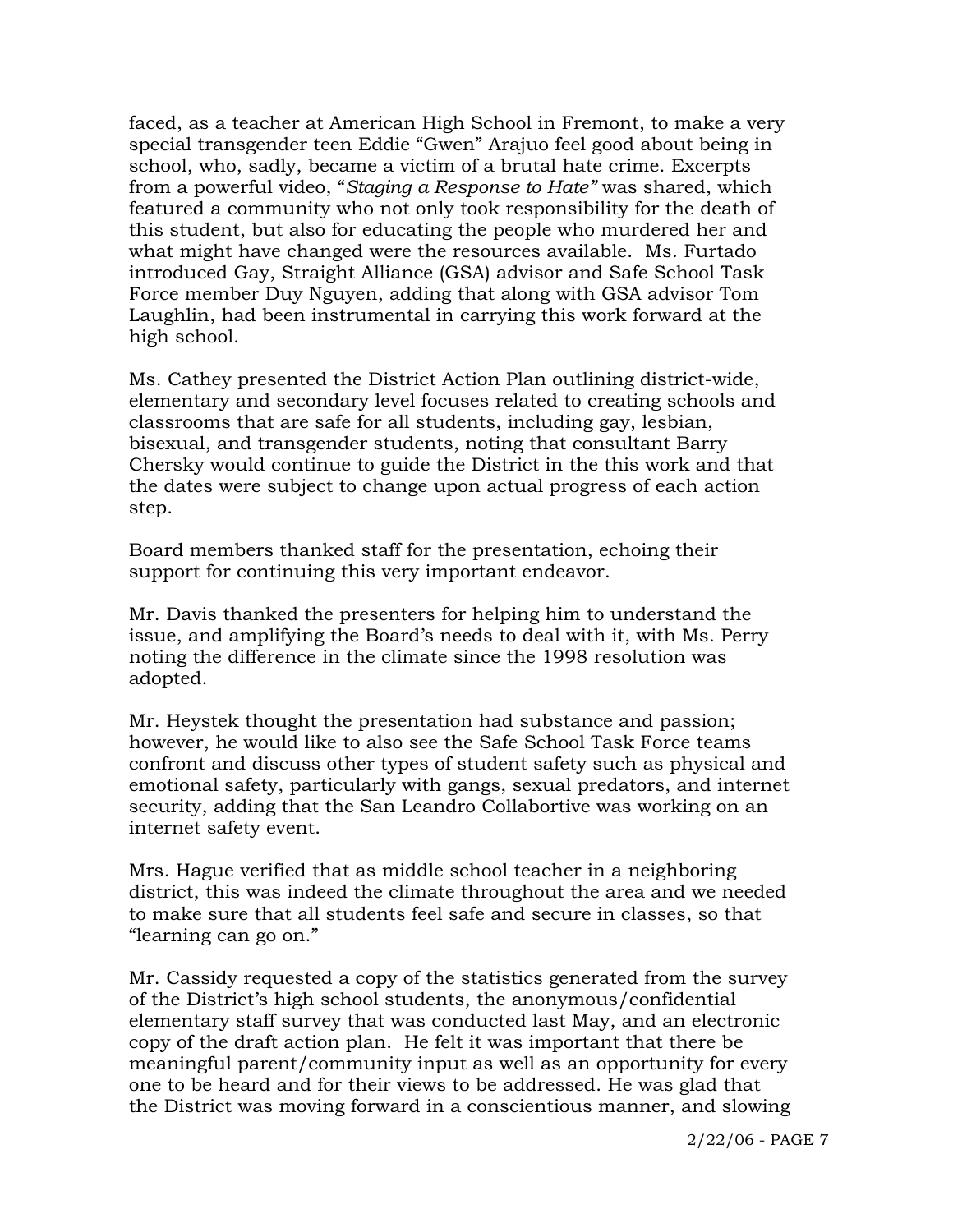faced, as a teacher at American High School in Fremont, to make a very special transgender teen Eddie "Gwen" Arajuo feel good about being in school, who, sadly, became a victim of a brutal hate crime. Excerpts from a powerful video, "*Staging a Response to Hate"* was shared, which featured a community who not only took responsibility for the death of this student, but also for educating the people who murdered her and what might have changed were the resources available. Ms. Furtado introduced Gay, Straight Alliance (GSA) advisor and Safe School Task Force member Duy Nguyen, adding that along with GSA advisor Tom Laughlin, had been instrumental in carrying this work forward at the high school.

Ms. Cathey presented the District Action Plan outlining district-wide, elementary and secondary level focuses related to creating schools and classrooms that are safe for all students, including gay, lesbian, bisexual, and transgender students, noting that consultant Barry Chersky would continue to guide the District in the this work and that the dates were subject to change upon actual progress of each action step.

Board members thanked staff for the presentation, echoing their support for continuing this very important endeavor.

Mr. Davis thanked the presenters for helping him to understand the issue, and amplifying the Board's needs to deal with it, with Ms. Perry noting the difference in the climate since the 1998 resolution was adopted.

Mr. Heystek thought the presentation had substance and passion; however, he would like to also see the Safe School Task Force teams confront and discuss other types of student safety such as physical and emotional safety, particularly with gangs, sexual predators, and internet security, adding that the San Leandro Collabortive was working on an internet safety event.

Mrs. Hague verified that as middle school teacher in a neighboring district, this was indeed the climate throughout the area and we needed to make sure that all students feel safe and secure in classes, so that "learning can go on."

Mr. Cassidy requested a copy of the statistics generated from the survey of the District's high school students, the anonymous/confidential elementary staff survey that was conducted last May, and an electronic copy of the draft action plan. He felt it was important that there be meaningful parent/community input as well as an opportunity for every one to be heard and for their views to be addressed. He was glad that the District was moving forward in a conscientious manner, and slowing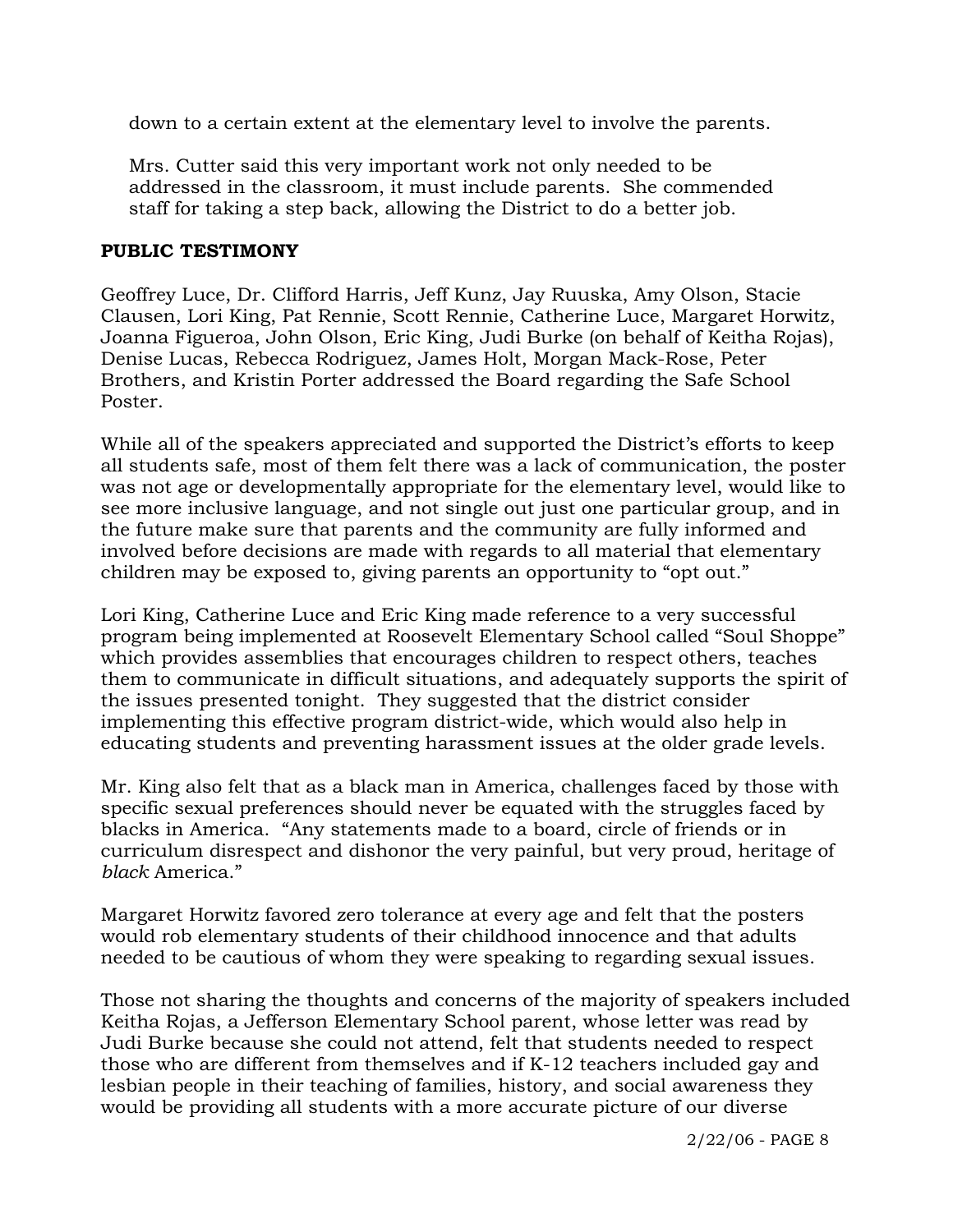down to a certain extent at the elementary level to involve the parents.

Mrs. Cutter said this very important work not only needed to be addressed in the classroom, it must include parents. She commended staff for taking a step back, allowing the District to do a better job.

## PUBLIC TESTIMONY

Geoffrey Luce, Dr. Clifford Harris, Jeff Kunz, Jay Ruuska, Amy Olson, Stacie Clausen, Lori King, Pat Rennie, Scott Rennie, Catherine Luce, Margaret Horwitz, Joanna Figueroa, John Olson, Eric King, Judi Burke (on behalf of Keitha Rojas), Denise Lucas, Rebecca Rodriguez, James Holt, Morgan Mack-Rose, Peter Brothers, and Kristin Porter addressed the Board regarding the Safe School Poster.

While all of the speakers appreciated and supported the District's efforts to keep all students safe, most of them felt there was a lack of communication, the poster was not age or developmentally appropriate for the elementary level, would like to see more inclusive language, and not single out just one particular group, and in the future make sure that parents and the community are fully informed and involved before decisions are made with regards to all material that elementary children may be exposed to, giving parents an opportunity to "opt out."

Lori King, Catherine Luce and Eric King made reference to a very successful program being implemented at Roosevelt Elementary School called "Soul Shoppe" which provides assemblies that encourages children to respect others, teaches them to communicate in difficult situations, and adequately supports the spirit of the issues presented tonight. They suggested that the district consider implementing this effective program district-wide, which would also help in educating students and preventing harassment issues at the older grade levels.

Mr. King also felt that as a black man in America, challenges faced by those with specific sexual preferences should never be equated with the struggles faced by blacks in America. "Any statements made to a board, circle of friends or in curriculum disrespect and dishonor the very painful, but very proud, heritage of *black* America."

Margaret Horwitz favored zero tolerance at every age and felt that the posters would rob elementary students of their childhood innocence and that adults needed to be cautious of whom they were speaking to regarding sexual issues.

Those not sharing the thoughts and concerns of the majority of speakers included Keitha Rojas, a Jefferson Elementary School parent, whose letter was read by Judi Burke because she could not attend, felt that students needed to respect those who are different from themselves and if K-12 teachers included gay and lesbian people in their teaching of families, history, and social awareness they would be providing all students with a more accurate picture of our diverse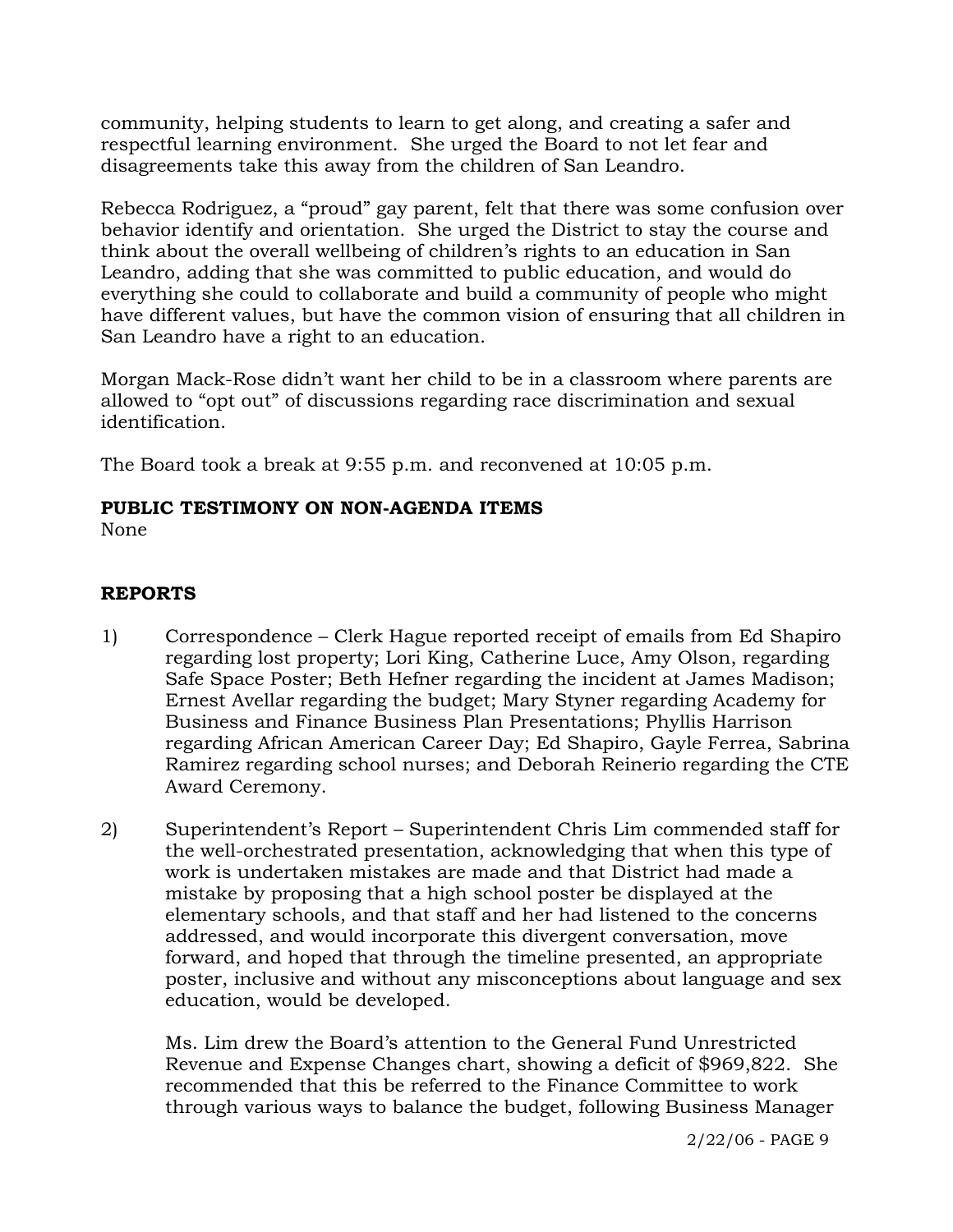community, helping students to learn to get along, and creating a safer and respectful learning environment. She urged the Board to not let fear and disagreements take this away from the children of San Leandro.

Rebecca Rodriguez, a "proud" gay parent, felt that there was some confusion over behavior identify and orientation. She urged the District to stay the course and think about the overall wellbeing of children's rights to an education in San Leandro, adding that she was committed to public education, and would do everything she could to collaborate and build a community of people who might have different values, but have the common vision of ensuring that all children in San Leandro have a right to an education.

Morgan Mack-Rose didn't want her child to be in a classroom where parents are allowed to "opt out" of discussions regarding race discrimination and sexual identification.

The Board took a break at 9:55 p.m. and reconvened at 10:05 p.m.

**PUBLIC TESTIMONY ON NON-AGENDA ITEMS**
None

**REPORTS**

1) Correspondence – Clerk Hague reported receipt of emails from Ed Shapiro regarding lost property; Lori King, Catherine Luce, Amy Olson, regarding Safe Space Poster; Beth Hefner regarding the incident at James Madison; Ernest Avellar regarding the budget; Mary Styner regarding Academy for Business and Finance Business Plan Presentations; Phyllis Harrison regarding African American Career Day; Ed Shapiro, Gayle Ferrea, Sabrina Ramirez regarding school nurses; and Deborah Reinerio regarding the CTE Award Ceremony.

2) Superintendent's Report – Superintendent Chris Lim commended staff for the well-orchestrated presentation, acknowledging that when this type of work is undertaken mistakes are made and that District had made a mistake by proposing that a high school poster be displayed at the elementary schools, and that staff and her had listened to the concerns addressed, and would incorporate this divergent conversation, move forward, and hoped that through the timeline presented, an appropriate poster, inclusive and without any misconceptions about language and sex education, would be developed.

   Ms. Lim drew the Board's attention to the General Fund Unrestricted Revenue and Expense Changes chart, showing a deficit of $969,822. She recommended that this be referred to the Finance Committee to work through various ways to balance the budget, following Business Manager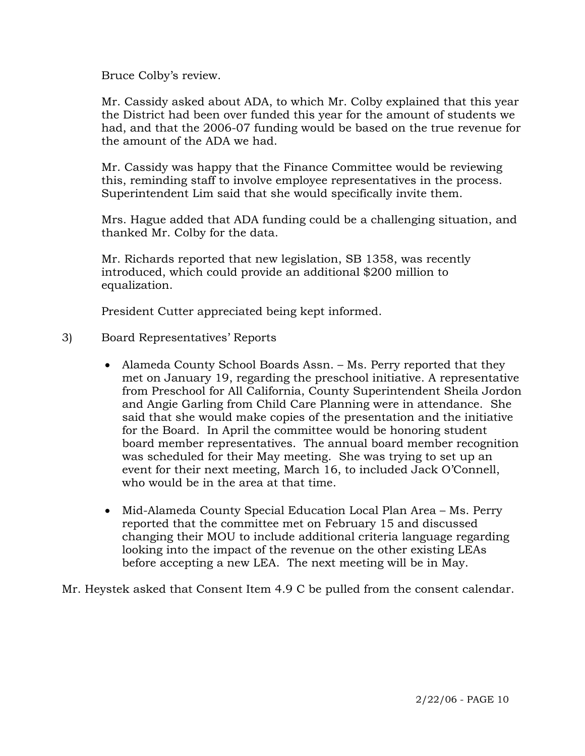Bruce Colby's review.

Mr. Cassidy asked about ADA, to which Mr. Colby explained that this year the District had been over funded this year for the amount of students we had, and that the 2006-07 funding would be based on the true revenue for the amount of the ADA we had.

Mr. Cassidy was happy that the Finance Committee would be reviewing this, reminding staff to involve employee representatives in the process. Superintendent Lim said that she would specifically invite them.

Mrs. Hague added that ADA funding could be a challenging situation, and thanked Mr. Colby for the data.

Mr. Richards reported that new legislation, SB 1358, was recently introduced, which could provide an additional $200 million to equalization.

President Cutter appreciated being kept informed.

3) Board Representatives' Reports

- Alameda County School Boards Assn. – Ms. Perry reported that they met on January 19, regarding the preschool initiative. A representative from Preschool for All California, County Superintendent Sheila Jordon and Angie Garling from Child Care Planning were in attendance. She said that she would make copies of the presentation and the initiative for the Board. In April the committee would be honoring student board member representatives. The annual board member recognition was scheduled for their May meeting. She was trying to set up an event for their next meeting, March 16, to included Jack O'Connell, who would be in the area at that time.

- Mid-Alameda County Special Education Local Plan Area – Ms. Perry reported that the committee met on February 15 and discussed changing their MOU to include additional criteria language regarding looking into the impact of the revenue on the other existing LEAs before accepting a new LEA. The next meeting will be in May.

Mr. Heystek asked that Consent Item 4.9 C be pulled from the consent calendar.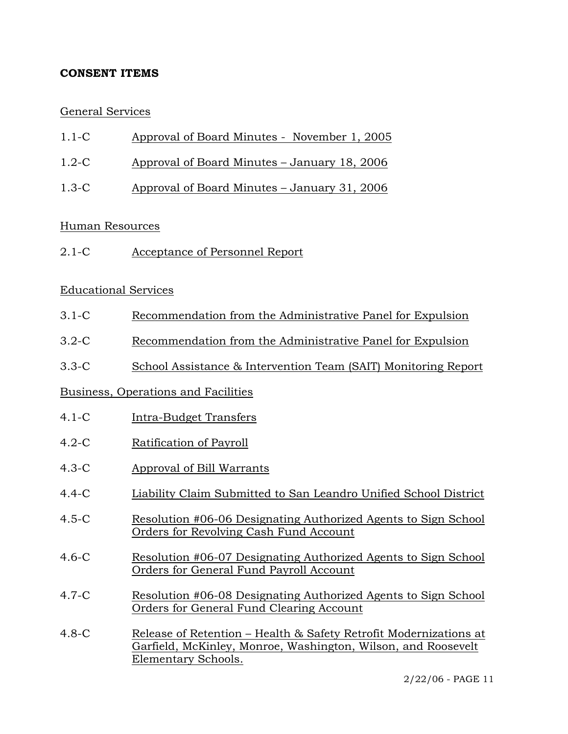## CONSENT ITEMS

General Services

1.1-C Approval of Board Minutes - November 1, 2005

1.2-C Approval of Board Minutes – January 18, 2006

1.3-C Approval of Board Minutes – January 31, 2006

Human Resources

2.1-C Acceptance of Personnel Report

Educational Services

3.1-C Recommendation from the Administrative Panel for Expulsion

3.2-C Recommendation from the Administrative Panel for Expulsion

3.3-C School Assistance & Intervention Team (SAIT) Monitoring Report

Business, Operations and Facilities

4.1-C Intra-Budget Transfers

4.2-C Ratification of Payroll

4.3-C Approval of Bill Warrants

4.4-C Liability Claim Submitted to San Leandro Unified School District

4.5-C Resolution #06-06 Designating Authorized Agents to Sign School Orders for Revolving Cash Fund Account

4.6-C Resolution #06-07 Designating Authorized Agents to Sign School Orders for General Fund Payroll Account

4.7-C Resolution #06-08 Designating Authorized Agents to Sign School Orders for General Fund Clearing Account

4.8-C Release of Retention – Health & Safety Retrofit Modernizations at Garfield, McKinley, Monroe, Washington, Wilson, and Roosevelt Elementary Schools.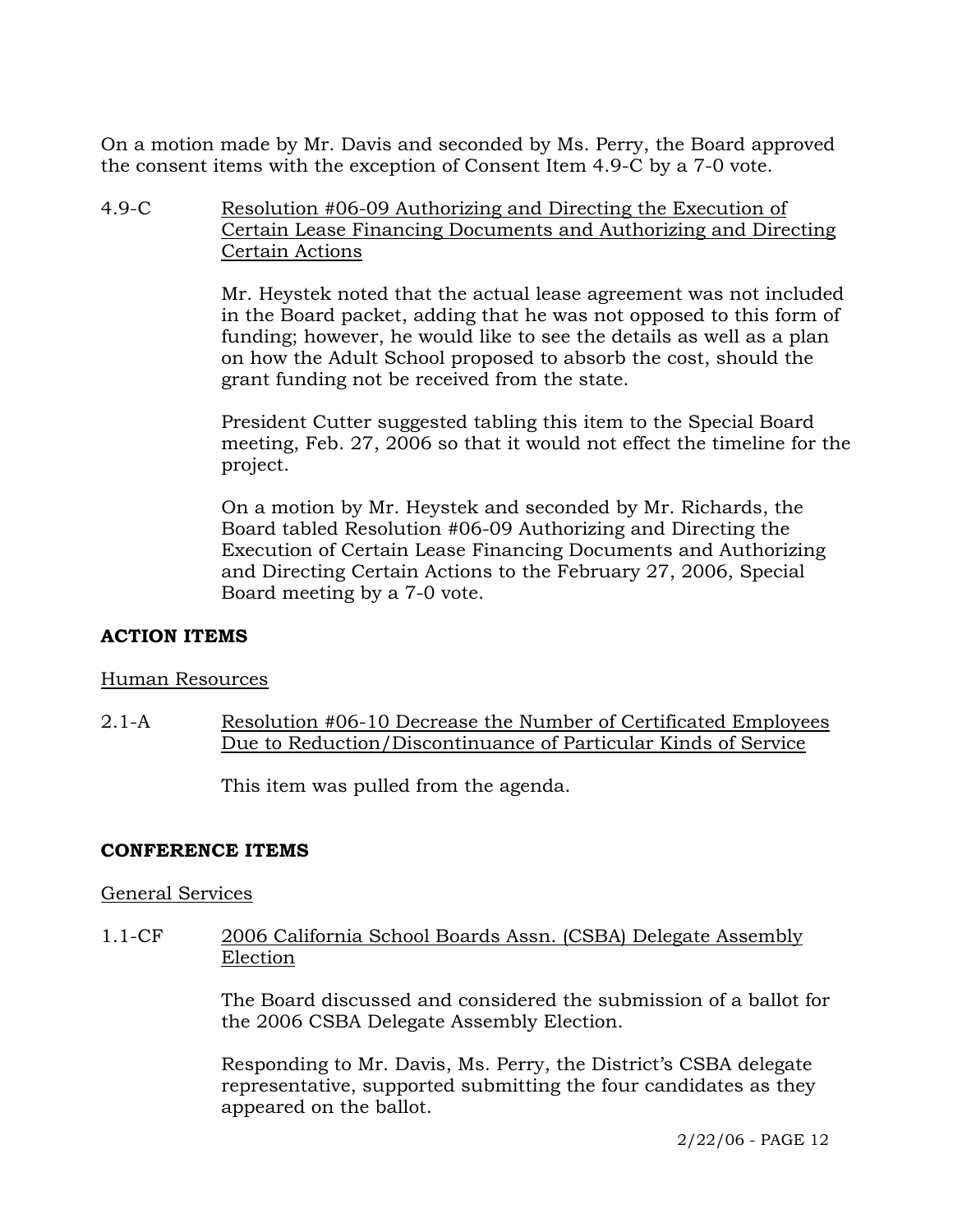On a motion made by Mr. Davis and seconded by Ms. Perry, the Board approved the consent items with the exception of Consent Item 4.9-C by a 7-0 vote.

4.9-C Resolution #06-09 Authorizing and Directing the Execution of Certain Lease Financing Documents and Authorizing and Directing Certain Actions

Mr. Heystek noted that the actual lease agreement was not included in the Board packet, adding that he was not opposed to this form of funding; however, he would like to see the details as well as a plan on how the Adult School proposed to absorb the cost, should the grant funding not be received from the state.

President Cutter suggested tabling this item to the Special Board meeting, Feb. 27, 2006 so that it would not effect the timeline for the project.

On a motion by Mr. Heystek and seconded by Mr. Richards, the Board tabled Resolution #06-09 Authorizing and Directing the Execution of Certain Lease Financing Documents and Authorizing and Directing Certain Actions to the February 27, 2006, Special Board meeting by a 7-0 vote.

## ACTION ITEMS

Human Resources

2.1-A Resolution #06-10 Decrease the Number of Certificated Employees Due to Reduction/Discontinuance of Particular Kinds of Service

This item was pulled from the agenda.

## CONFERENCE ITEMS

General Services

1.1-CF 2006 California School Boards Assn. (CSBA) Delegate Assembly Election

The Board discussed and considered the submission of a ballot for the 2006 CSBA Delegate Assembly Election.

Responding to Mr. Davis, Ms. Perry, the District's CSBA delegate representative, supported submitting the four candidates as they appeared on the ballot.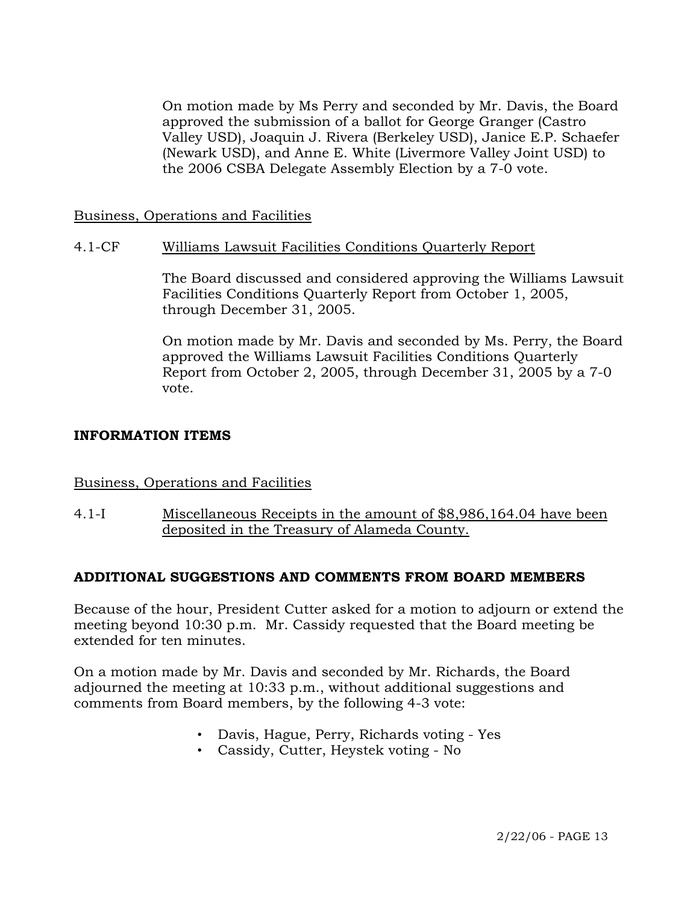On motion made by Ms Perry and seconded by Mr. Davis, the Board approved the submission of a ballot for George Granger (Castro Valley USD), Joaquin J. Rivera (Berkeley USD), Janice E.P. Schaefer (Newark USD), and Anne E. White (Livermore Valley Joint USD) to the 2006 CSBA Delegate Assembly Election by a 7-0 vote.

Business, Operations and Facilities

4.1-CF Williams Lawsuit Facilities Conditions Quarterly Report

The Board discussed and considered approving the Williams Lawsuit Facilities Conditions Quarterly Report from October 1, 2005, through December 31, 2005.

On motion made by Mr. Davis and seconded by Ms. Perry, the Board approved the Williams Lawsuit Facilities Conditions Quarterly Report from October 2, 2005, through December 31, 2005 by a 7-0 vote.

**INFORMATION ITEMS**

Business, Operations and Facilities

4.1-I Miscellaneous Receipts in the amount of $8,986,164.04 have been deposited in the Treasury of Alameda County.

**ADDITIONAL SUGGESTIONS AND COMMENTS FROM BOARD MEMBERS**

Because of the hour, President Cutter asked for a motion to adjourn or extend the meeting beyond 10:30 p.m. Mr. Cassidy requested that the Board meeting be extended for ten minutes.

On a motion made by Mr. Davis and seconded by Mr. Richards, the Board adjourned the meeting at 10:33 p.m., without additional suggestions and comments from Board members, by the following 4-3 vote:

- Davis, Hague, Perry, Richards voting - Yes
- Cassidy, Cutter, Heystek voting - No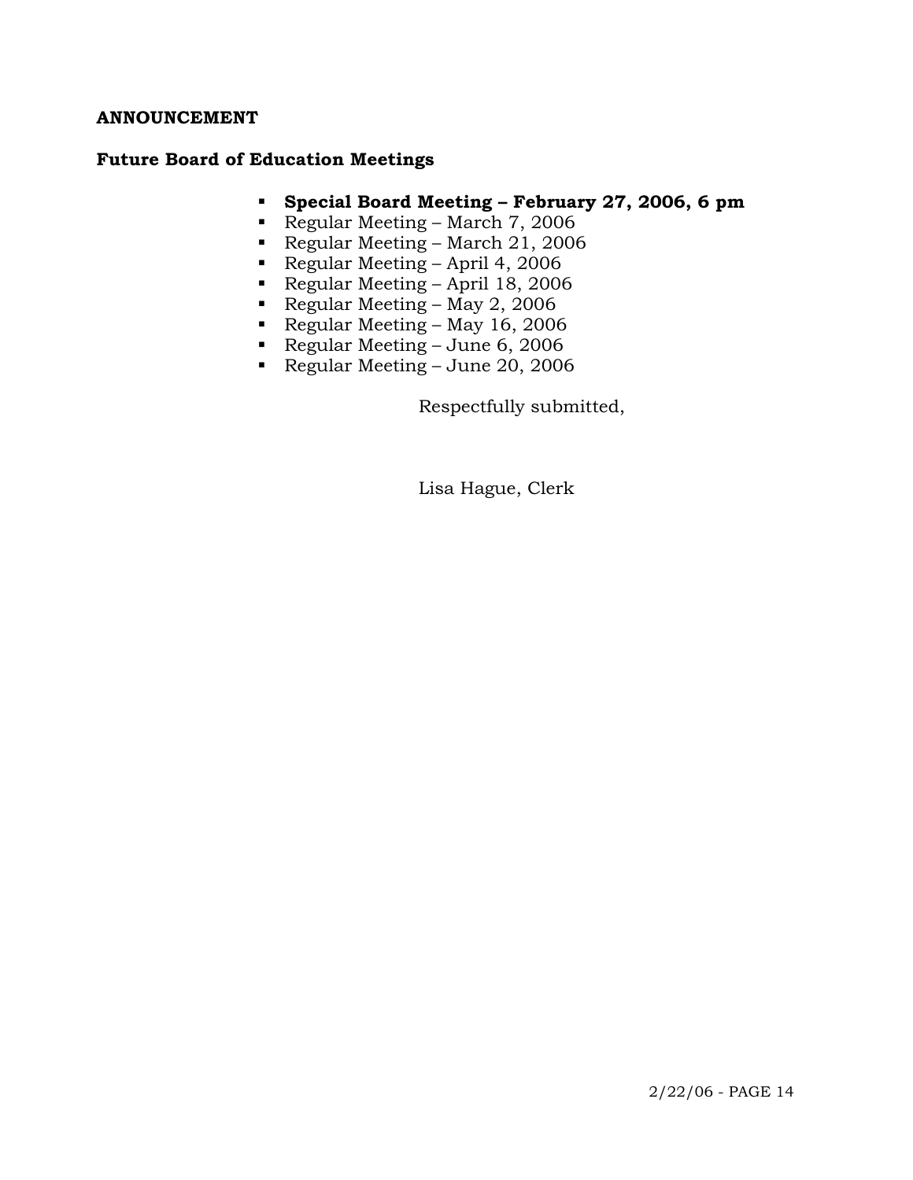**ANNOUNCEMENT**

**Future Board of Education Meetings**

- **Special Board Meeting – February 27, 2006, 6 pm**
- Regular Meeting – March 7, 2006
- Regular Meeting – March 21, 2006
- Regular Meeting – April 4, 2006
- Regular Meeting – April 18, 2006
- Regular Meeting – May 2, 2006
- Regular Meeting – May 16, 2006
- Regular Meeting – June 6, 2006
- Regular Meeting – June 20, 2006

Respectfully submitted,

Lisa Hague, Clerk